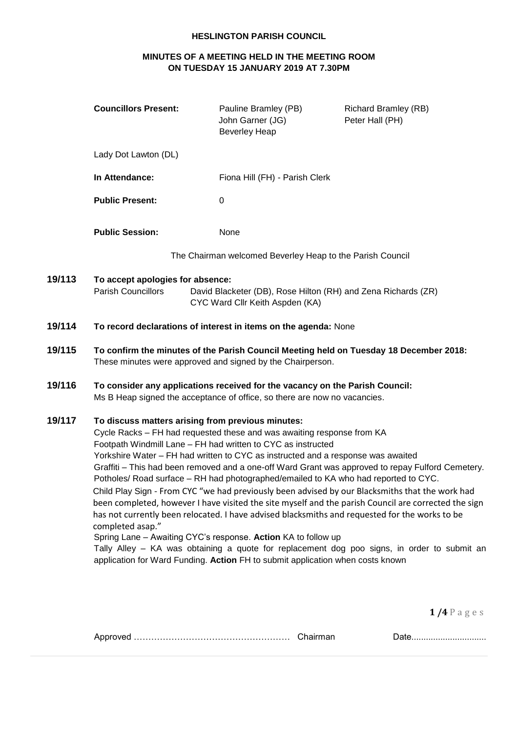**HESLINGTON PARISH COUNCIL**

**MINUTES OF A MEETING HELD IN THE MEETING ROOM ON TUESDAY 15 JANUARY 2019 AT 7.30PM**

| **Councillors Present:** | Pauline Bramley (PB) | Richard Bramley (RB) |
|---|---|---|
| | John Garner (JG) | Peter Hall (PH) |
| | Beverley Heap | |
| Lady Dot Lawton (DL) | | |
| **In Attendance:** | Fiona Hill (FH) - Parish Clerk | |
| **Public Present:** | 0 | |
| **Public Session:** | None | |

The Chairman welcomed Beverley Heap to the Parish Council

**19/113 To accept apologies for absence:**

Parish Councillors — David Blacketer (DB), Rose Hilton (RH) and Zena Richards (ZR)

CYC Ward Cllr Keith Aspden (KA)

**19/114 To record declarations of interest in items on the agenda:** None

**19/115 To confirm the minutes of the Parish Council Meeting held on Tuesday 18 December 2018:**

These minutes were approved and signed by the Chairperson.

**19/116 To consider any applications received for the vacancy on the Parish Council:**

Ms B Heap signed the acceptance of office, so there are now no vacancies.

**19/117 To discuss matters arising from previous minutes:**

Cycle Racks – FH had requested these and was awaiting response from KA

Footpath Windmill Lane – FH had written to CYC as instructed

Yorkshire Water – FH had written to CYC as instructed and a response was awaited

Graffiti – This had been removed and a one-off Ward Grant was approved to repay Fulford Cemetery.

Potholes/ Road surface – RH had photographed/emailed to KA who had reported to CYC.

Child Play Sign - From CYC "we had previously been advised by our Blacksmiths that the work had been completed, however I have visited the site myself and the parish Council are corrected the sign has not currently been relocated. I have advised blacksmiths and requested for the works to be completed asap."

Spring Lane – Awaiting CYC's response. **Action** KA to follow up

Tally Alley – KA was obtaining a quote for replacement dog poo signs, in order to submit an application for Ward Funding. **Action** FH to submit application when costs known

Approved ……………………………………………… Chairman Date...............................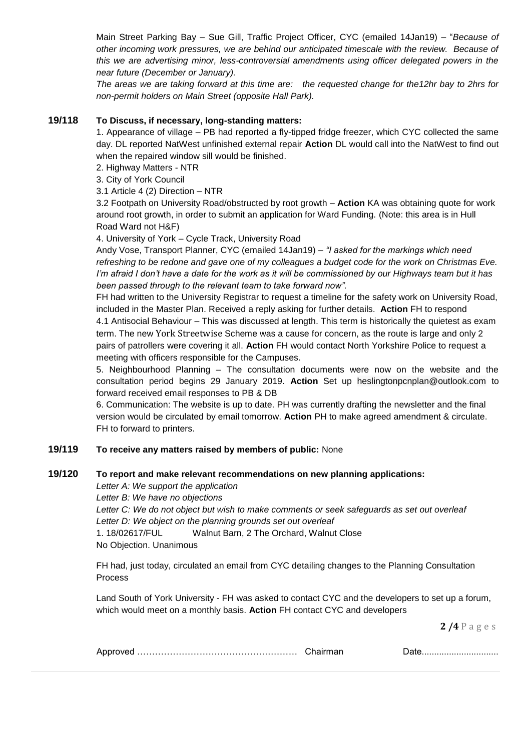Main Street Parking Bay – Sue Gill, Traffic Project Officer, CYC (emailed 14Jan19) – "*Because of other incoming work pressures, we are behind our anticipated timescale with the review. Because of this we are advertising minor, less-controversial amendments using officer delegated powers in the near future (December or January).*

*The areas we are taking forward at this time are: the requested change for the12hr bay to 2hrs for non-permit holders on Main Street (opposite Hall Park).*

**19/118 To Discuss, if necessary, long-standing matters:**

1. Appearance of village – PB had reported a fly-tipped fridge freezer, which CYC collected the same day. DL reported NatWest unfinished external repair **Action** DL would call into the NatWest to find out when the repaired window sill would be finished.

2. Highway Matters - NTR

3. City of York Council

3.1 Article 4 (2) Direction – NTR

3.2 Footpath on University Road/obstructed by root growth – **Action** KA was obtaining quote for work around root growth, in order to submit an application for Ward Funding. (Note: this area is in Hull Road Ward not H&F)

4. University of York – Cycle Track, University Road

Andy Vose, Transport Planner, CYC (emailed 14Jan19) – *"I asked for the markings which need refreshing to be redone and gave one of my colleagues a budget code for the work on Christmas Eve. I'm afraid I don't have a date for the work as it will be commissioned by our Highways team but it has been passed through to the relevant team to take forward now".*

FH had written to the University Registrar to request a timeline for the safety work on University Road, included in the Master Plan. Received a reply asking for further details. **Action** FH to respond

4.1 Antisocial Behaviour – This was discussed at length. This term is historically the quietest as exam term. The new York Streetwise Scheme was a cause for concern, as the route is large and only 2 pairs of patrollers were covering it all. **Action** FH would contact North Yorkshire Police to request a meeting with officers responsible for the Campuses.

5. Neighbourhood Planning – The consultation documents were now on the website and the consultation period begins 29 January 2019. **Action** Set up heslingtonpcnplan@outlook.com to forward received email responses to PB & DB

6. Communication: The website is up to date. PH was currently drafting the newsletter and the final version would be circulated by email tomorrow. **Action** PH to make agreed amendment & circulate. FH to forward to printers.

**19/119 To receive any matters raised by members of public:** None

**19/120 To report and make relevant recommendations on new planning applications:**

*Letter A: We support the application*
*Letter B: We have no objections*
*Letter C: We do not object but wish to make comments or seek safeguards as set out overleaf*
*Letter D: We object on the planning grounds set out overleaf*

1. 18/02617/FUL Walnut Barn, 2 The Orchard, Walnut Close
No Objection. Unanimous

FH had, just today, circulated an email from CYC detailing changes to the Planning Consultation Process

Land South of York University - FH was asked to contact CYC and the developers to set up a forum, which would meet on a monthly basis. **Action** FH contact CYC and developers

Approved …………………………………………… Chairman Date..............................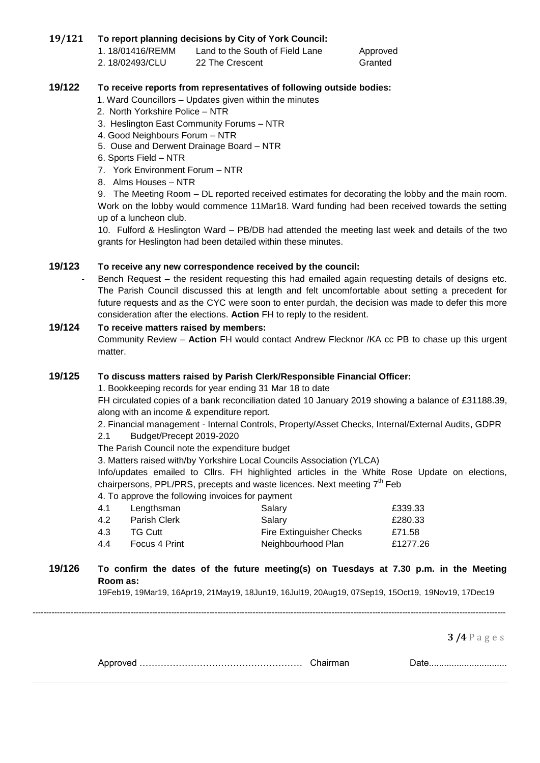**19/121 To report planning decisions by City of York Council:**

| | | |
|---|---|---|
| 1. 18/01416/REMM | Land to the South of Field Lane | Approved |
| 2. 18/02493/CLU | 22 The Crescent | Granted |

**19/122 To receive reports from representatives of following outside bodies:**

1. Ward Councillors – Updates given within the minutes
2. North Yorkshire Police – NTR
3. Heslington East Community Forums – NTR
4. Good Neighbours Forum – NTR
5. Ouse and Derwent Drainage Board – NTR
6. Sports Field – NTR
7. York Environment Forum – NTR
8. Alms Houses – NTR
9. The Meeting Room – DL reported received estimates for decorating the lobby and the main room. Work on the lobby would commence 11Mar18. Ward funding had been received towards the setting up of a luncheon club.
10. Fulford & Heslington Ward – PB/DB had attended the meeting last week and details of the two grants for Heslington had been detailed within these minutes.

**19/123 To receive any new correspondence received by the council:**

- Bench Request – the resident requesting this had emailed again requesting details of designs etc. The Parish Council discussed this at length and felt uncomfortable about setting a precedent for future requests and as the CYC were soon to enter purdah, the decision was made to defer this more consideration after the elections. **Action** FH to reply to the resident.

**19/124 To receive matters raised by members:**

Community Review – **Action** FH would contact Andrew Flecknor /KA cc PB to chase up this urgent matter.

**19/125 To discuss matters raised by Parish Clerk/Responsible Financial Officer:**

1. Bookkeeping records for year ending 31 Mar 18 to date

FH circulated copies of a bank reconciliation dated 10 January 2019 showing a balance of £31188.39, along with an income & expenditure report.

2. Financial management - Internal Controls, Property/Asset Checks, Internal/External Audits, GDPR

2.1 Budget/Precept 2019-2020

The Parish Council note the expenditure budget

3. Matters raised with/by Yorkshire Local Councils Association (YLCA)

Info/updates emailed to Cllrs. FH highlighted articles in the White Rose Update on elections, chairpersons, PPL/PRS, precepts and waste licences. Next meeting 7th Feb

4. To approve the following invoices for payment

| | | | |
|---|---|---|---|
| 4.1 | Lengthsman | Salary | £339.33 |
| 4.2 | Parish Clerk | Salary | £280.33 |
| 4.3 | TG Cutt | Fire Extinguisher Checks | £71.58 |
| 4.4 | Focus 4 Print | Neighbourhood Plan | £1277.26 |

**19/126 To confirm the dates of the future meeting(s) on Tuesdays at 7.30 p.m. in the Meeting Room as:**

19Feb19, 19Mar19, 16Apr19, 21May19, 18Jun19, 16Jul19, 20Aug19, 07Sep19, 15Oct19, 19Nov19, 17Dec19

Approved ……………………………………………… Chairman Date...............................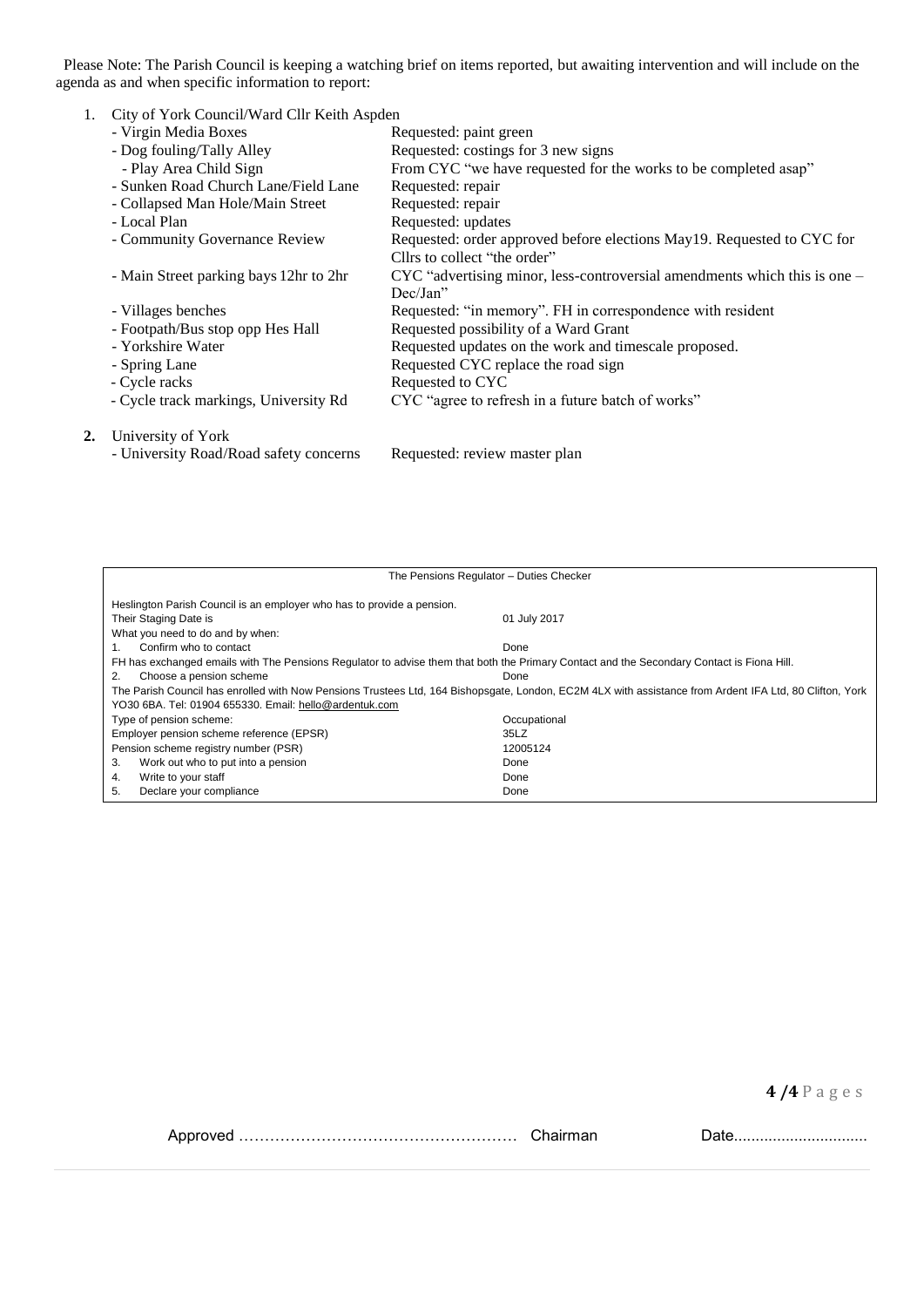Please Note: The Parish Council is keeping a watching brief on items reported, but awaiting intervention and will include on the agenda as and when specific information to report:

1. City of York Council/Ward Cllr Keith Aspden

| | |
|---|---|
| - Virgin Media Boxes | Requested: paint green |
| - Dog fouling/Tally Alley | Requested: costings for 3 new signs |
| - Play Area Child Sign | From CYC "we have requested for the works to be completed asap" |
| - Sunken Road Church Lane/Field Lane | Requested: repair |
| - Collapsed Man Hole/Main Street | Requested: repair |
| - Local Plan | Requested: updates |
| - Community Governance Review | Requested: order approved before elections May19. Requested to CYC for Cllrs to collect "the order" |
| - Main Street parking bays 12hr to 2hr | CYC "advertising minor, less-controversial amendments which this is one – Dec/Jan" |
| - Villages benches | Requested: "in memory". FH in correspondence with resident |
| - Footpath/Bus stop opp Hes Hall | Requested possibility of a Ward Grant |
| - Yorkshire Water | Requested updates on the work and timescale proposed. |
| - Spring Lane | Requested CYC replace the road sign |
| - Cycle racks | Requested to CYC |
| - Cycle track markings, University Rd | CYC "agree to refresh in a future batch of works" |

2. University of York

| | |
|---|---|
| - University Road/Road safety concerns | Requested: review master plan |

| The Pensions Regulator – Duties Checker | |
|---|---|
| Heslington Parish Council is an employer who has to provide a pension. | |
| Their Staging Date is | 01 July 2017 |
| What you need to do and by when: | |
| 1. Confirm who to contact | Done |
| FH has exchanged emails with The Pensions Regulator to advise them that both the Primary Contact and the Secondary Contact is Fiona Hill. | |
| 2. Choose a pension scheme | Done |
| The Parish Council has enrolled with Now Pensions Trustees Ltd, 164 Bishopsgate, London, EC2M 4LX with assistance from Ardent IFA Ltd, 80 Clifton, York YO30 6BA. Tel: 01904 655330. Email: hello@ardentuk.com | |
| Type of pension scheme: | Occupational |
| Employer pension scheme reference (EPSR) | 35LZ |
| Pension scheme registry number (PSR) | 12005124 |
| 3. Work out who to put into a pension | Done |
| 4. Write to your staff | Done |
| 5. Declare your compliance | Done |

Approved …………………………………………… Chairman Date..............................